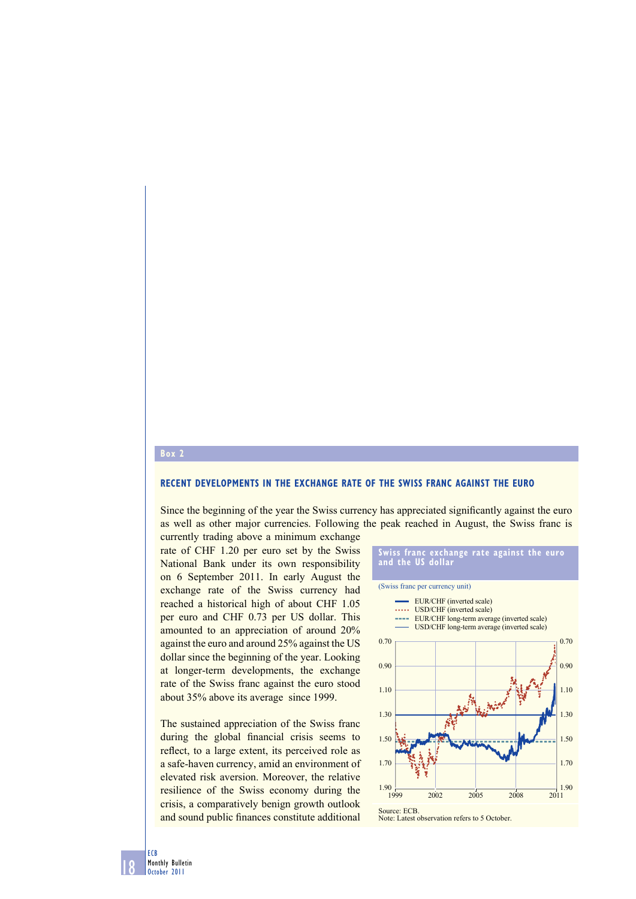## Box 2

### RECENT DEVELOPMENTS IN THE EXCHANGE RATE OF THE SWISS FRANC AGAINST THE EURO

Since the beginning of the year the Swiss currency has appreciated significantly against the euro as well as other major currencies. Following the peak reached in August, the Swiss franc is currently trading above a minimum exchange rate of CHF 1.20 per euro set by the Swiss National Bank under its own responsibility on 6 September 2011. In early August the exchange rate of the Swiss currency had reached a historical high of about CHF 1.05 per euro and CHF 0.73 per US dollar. This amounted to an appreciation of around 20% against the euro and around 25% against the US dollar since the beginning of the year. Looking at longer-term developments, the exchange rate of the Swiss franc against the euro stood about 35% above its average since 1999.

The sustained appreciation of the Swiss franc during the global financial crisis seems to reflect, to a large extent, its perceived role as a safe-haven currency, amid an environment of elevated risk aversion. Moreover, the relative resilience of the Swiss economy during the crisis, a comparatively benign growth outlook and sound public finances constitute additional

**Swiss franc exchange rate against the euro and the US dollar**

(Swiss franc per currency unit)

- EUR/CHF (inverted scale)
- USD/CHF (inverted scale)
- EUR/CHF long-term average (inverted scale)
- USD/CHF long-term average (inverted scale)

Source: ECB.
Note: Latest observation refers to 5 October.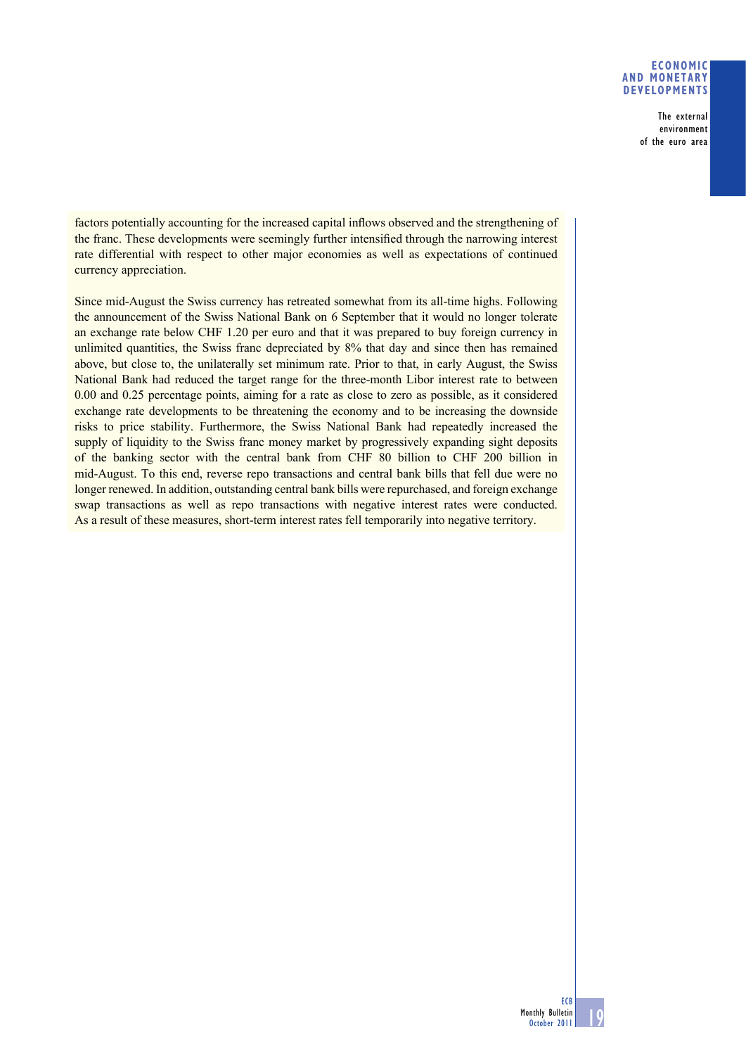factors potentially accounting for the increased capital inflows observed and the strengthening of the franc. These developments were seemingly further intensified through the narrowing interest rate differential with respect to other major economies as well as expectations of continued currency appreciation.

Since mid-August the Swiss currency has retreated somewhat from its all-time highs. Following the announcement of the Swiss National Bank on 6 September that it would no longer tolerate an exchange rate below CHF 1.20 per euro and that it was prepared to buy foreign currency in unlimited quantities, the Swiss franc depreciated by 8% that day and since then has remained above, but close to, the unilaterally set minimum rate. Prior to that, in early August, the Swiss National Bank had reduced the target range for the three-month Libor interest rate to between 0.00 and 0.25 percentage points, aiming for a rate as close to zero as possible, as it considered exchange rate developments to be threatening the economy and to be increasing the downside risks to price stability. Furthermore, the Swiss National Bank had repeatedly increased the supply of liquidity to the Swiss franc money market by progressively expanding sight deposits of the banking sector with the central bank from CHF 80 billion to CHF 200 billion in mid-August. To this end, reverse repo transactions and central bank bills that fell due were no longer renewed. In addition, outstanding central bank bills were repurchased, and foreign exchange swap transactions as well as repo transactions with negative interest rates were conducted. As a result of these measures, short-term interest rates fell temporarily into negative territory.